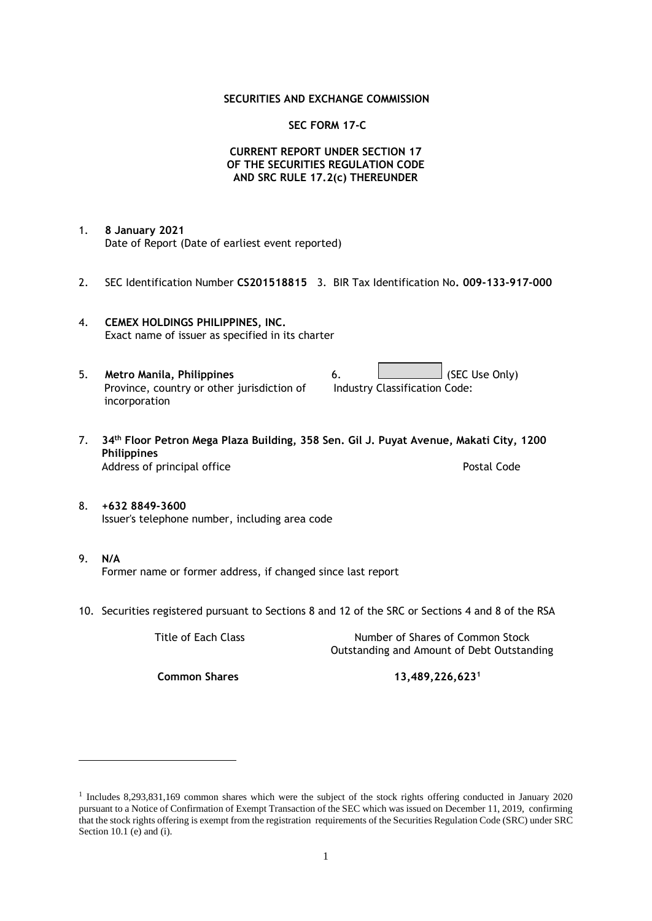**SECURITIES AND EXCHANGE COMMISSION**

**SEC FORM 17-C**

**CURRENT REPORT UNDER SECTION 17 OF THE SECURITIES REGULATION CODE AND SRC RULE 17.2(c) THEREUNDER**

1. **8 January 2021**
   Date of Report (Date of earliest event reported)

2. SEC Identification Number **CS201518815** 3. BIR Tax Identification No**. 009-133-917-000**

4. **CEMEX HOLDINGS PHILIPPINES, INC.**
   Exact name of issuer as specified in its charter

5. **Metro Manila, Philippines**
   Province, country or other jurisdiction of incorporation

6. (SEC Use Only)
   Industry Classification Code:

7. **34th Floor Petron Mega Plaza Building, 358 Sen. Gil J. Puyat Avenue, Makati City, 1200 Philippines**
   Address of principal office Postal Code

8. **+632 8849-3600**
   Issuer's telephone number, including area code

9. **N/A**
   Former name or former address, if changed since last report

10. Securities registered pursuant to Sections 8 and 12 of the SRC or Sections 4 and 8 of the RSA

| Title of Each Class | Number of Shares of Common Stock Outstanding and Amount of Debt Outstanding |
|---|---|
| **Common Shares** | **13,489,226,623**[1] |

[1] Includes 8,293,831,169 common shares which were the subject of the stock rights offering conducted in January 2020 pursuant to a Notice of Confirmation of Exempt Transaction of the SEC which was issued on December 11, 2019, confirming that the stock rights offering is exempt from the registration requirements of the Securities Regulation Code (SRC) under SRC Section 10.1 (e) and (i).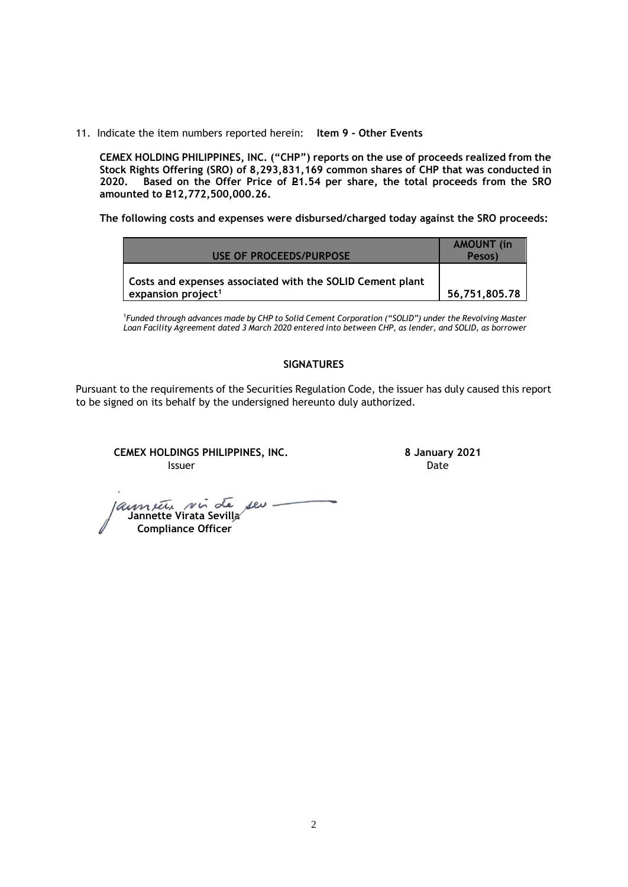11. Indicate the item numbers reported herein: **Item 9 - Other Events**

**CEMEX HOLDING PHILIPPINES, INC. ("CHP") reports on the use of proceeds realized from the Stock Rights Offering (SRO) of 8,293,831,169 common shares of CHP that was conducted in 2020. Based on the Offer Price of ₽1.54 per share, the total proceeds from the SRO amounted to ₽12,772,500,000.26.**

**The following costs and expenses were disbursed/charged today against the SRO proceeds:**

| USE OF PROCEEDS/PURPOSE | AMOUNT (in Pesos) |
|---|---|
| **Costs and expenses associated with the SOLID Cement plant expansion project[1]** | **56,751,805.78** |

[1]*Funded through advances made by CHP to Solid Cement Corporation ("SOLID") under the Revolving Master Loan Facility Agreement dated 3 March 2020 entered into between CHP, as lender, and SOLID, as borrower*

**SIGNATURES**

Pursuant to the requirements of the Securities Regulation Code, the issuer has duly caused this report to be signed on its behalf by the undersigned hereunto duly authorized.

**CEMEX HOLDINGS PHILIPPINES, INC.**
Issuer

**8 January 2021**
Date

**Jannette Virata Sevilla**
**Compliance Officer**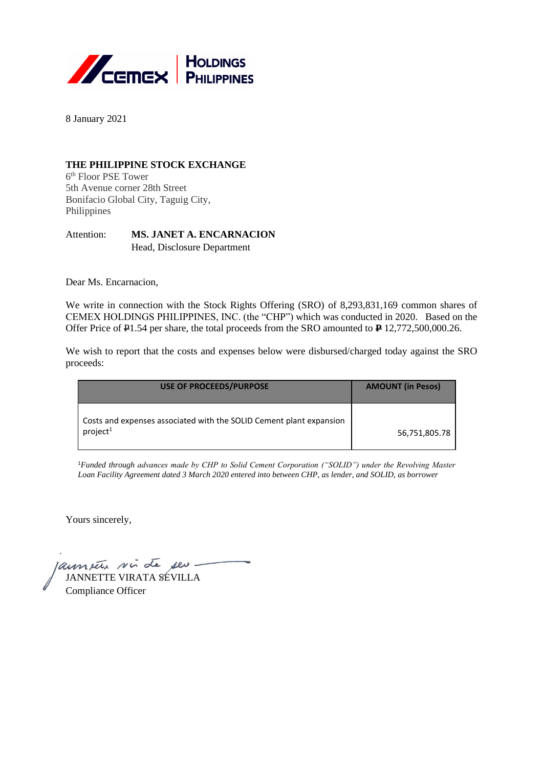CEMEX | HOLDINGS PHILIPPINES

8 January 2021

**THE PHILIPPINE STOCK EXCHANGE**
6th Floor PSE Tower
5th Avenue corner 28th Street
Bonifacio Global City, Taguig City,
Philippines

Attention: **MS. JANET A. ENCARNACION**
Head, Disclosure Department

Dear Ms. Encarnacion,

We write in connection with the Stock Rights Offering (SRO) of 8,293,831,169 common shares of CEMEX HOLDINGS PHILIPPINES, INC. (the "CHP") which was conducted in 2020. Based on the Offer Price of ₱1.54 per share, the total proceeds from the SRO amounted to **₱** 12,772,500,000.26.

We wish to report that the costs and expenses below were disbursed/charged today against the SRO proceeds:

| USE OF PROCEEDS/PURPOSE | AMOUNT (in Pesos) |
|---|---|
| Costs and expenses associated with the SOLID Cement plant expansion project[1] | 56,751,805.78 |

[1]*Funded through advances made by CHP to Solid Cement Corporation ("SOLID") under the Revolving Master Loan Facility Agreement dated 3 March 2020 entered into between CHP, as lender, and SOLID, as borrower*

Yours sincerely,

JANNETTE VIRATA SEVILLA
Compliance Officer